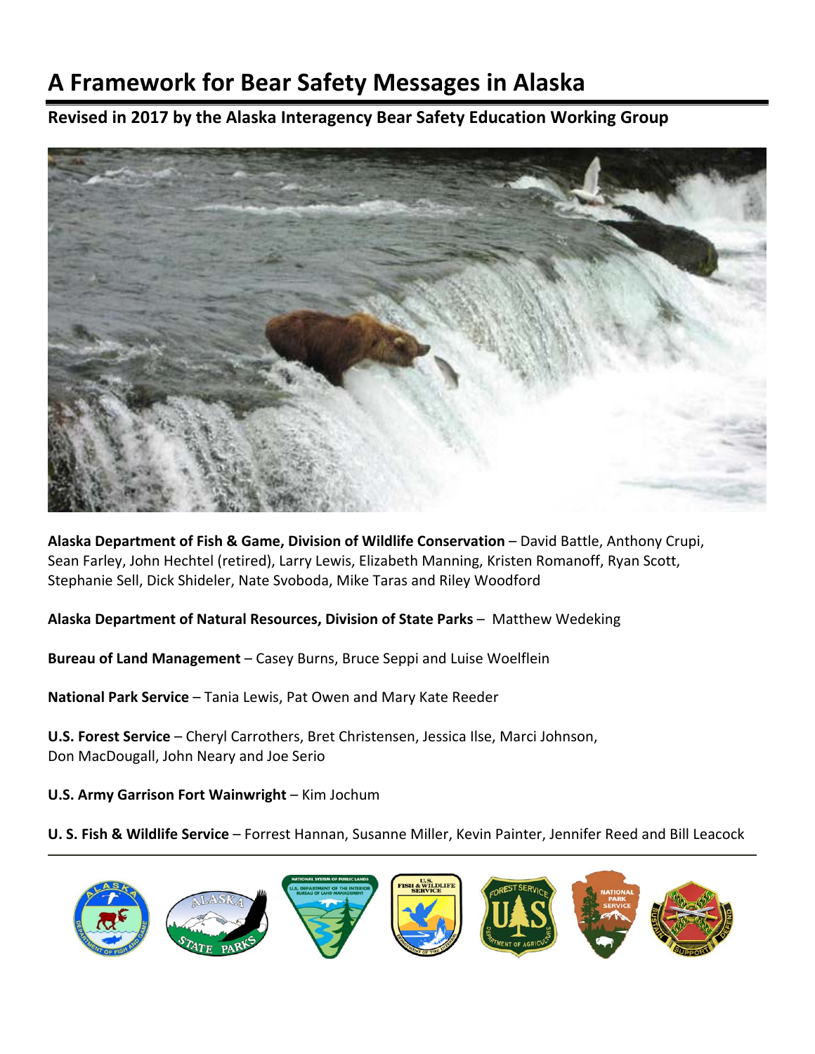# A Framework for Bear Safety Messages in Alaska

## Revised in 2017 by the Alaska Interagency Bear Safety Education Working Group

**Alaska Department of Fish & Game, Division of Wildlife Conservation** – David Battle, Anthony Crupi, Sean Farley, John Hechtel (retired), Larry Lewis, Elizabeth Manning, Kristen Romanoff, Ryan Scott, Stephanie Sell, Dick Shideler, Nate Svoboda, Mike Taras and Riley Woodford

**Alaska Department of Natural Resources, Division of State Parks** – Matthew Wedeking

**Bureau of Land Management** – Casey Burns, Bruce Seppi and Luise Woelflein

**National Park Service** – Tania Lewis, Pat Owen and Mary Kate Reeder

**U.S. Forest Service** – Cheryl Carrothers, Bret Christensen, Jessica Ilse, Marci Johnson, Don MacDougall, John Neary and Joe Serio

**U.S. Army Garrison Fort Wainwright** – Kim Jochum

**U. S. Fish & Wildlife Service** – Forrest Hannan, Susanne Miller, Kevin Painter, Jennifer Reed and Bill Leacock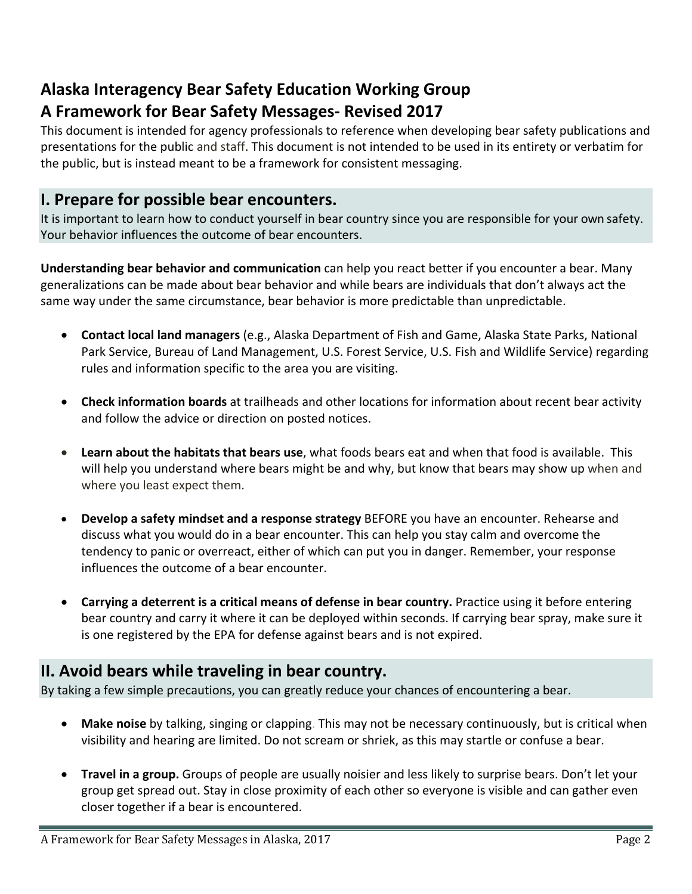# Alaska Interagency Bear Safety Education Working Group

# A Framework for Bear Safety Messages- Revised 2017

This document is intended for agency professionals to reference when developing bear safety publications and presentations for the public and staff. This document is not intended to be used in its entirety or verbatim for the public, but is instead meant to be a framework for consistent messaging.

## I. Prepare for possible bear encounters.

It is important to learn how to conduct yourself in bear country since you are responsible for your own safety. Your behavior influences the outcome of bear encounters.

**Understanding bear behavior and communication** can help you react better if you encounter a bear. Many generalizations can be made about bear behavior and while bears are individuals that don't always act the same way under the same circumstance, bear behavior is more predictable than unpredictable.

- **Contact local land managers** (e.g., Alaska Department of Fish and Game, Alaska State Parks, National Park Service, Bureau of Land Management, U.S. Forest Service, U.S. Fish and Wildlife Service) regarding rules and information specific to the area you are visiting.

- **Check information boards** at trailheads and other locations for information about recent bear activity and follow the advice or direction on posted notices.

- **Learn about the habitats that bears use**, what foods bears eat and when that food is available. This will help you understand where bears might be and why, but know that bears may show up when and where you least expect them.

- **Develop a safety mindset and a response strategy** BEFORE you have an encounter. Rehearse and discuss what you would do in a bear encounter. This can help you stay calm and overcome the tendency to panic or overreact, either of which can put you in danger. Remember, your response influences the outcome of a bear encounter.

- **Carrying a deterrent is a critical means of defense in bear country.** Practice using it before entering bear country and carry it where it can be deployed within seconds. If carrying bear spray, make sure it is one registered by the EPA for defense against bears and is not expired.

## II. Avoid bears while traveling in bear country.

By taking a few simple precautions, you can greatly reduce your chances of encountering a bear.

- **Make noise** by talking, singing or clapping. This may not be necessary continuously, but is critical when visibility and hearing are limited. Do not scream or shriek, as this may startle or confuse a bear.

- **Travel in a group.** Groups of people are usually noisier and less likely to surprise bears. Don't let your group get spread out. Stay in close proximity of each other so everyone is visible and can gather even closer together if a bear is encountered.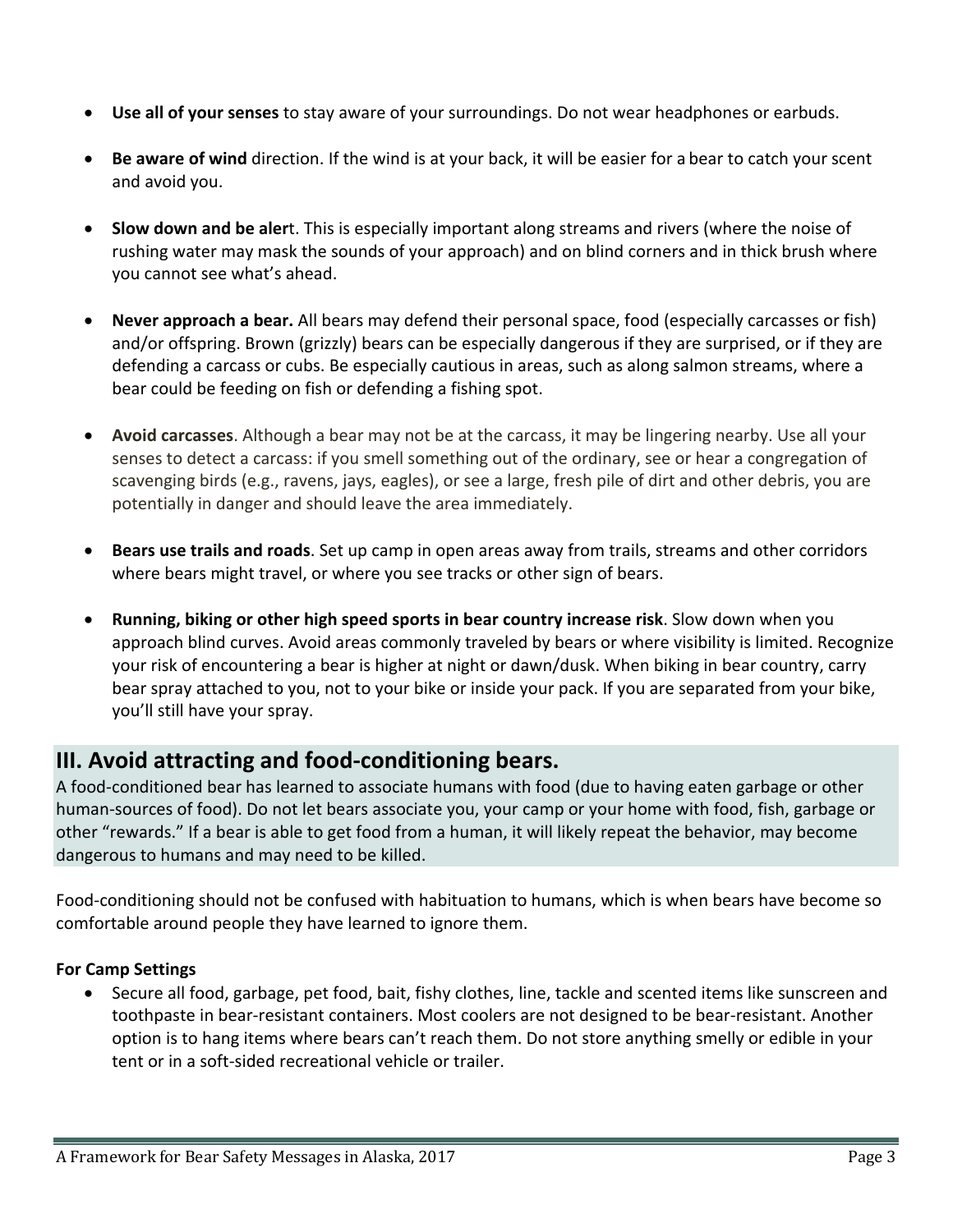- **Use all of your senses** to stay aware of your surroundings. Do not wear headphones or earbuds.

- **Be aware of wind** direction. If the wind is at your back, it will be easier for a bear to catch your scent and avoid you.

- **Slow down and be alert**. This is especially important along streams and rivers (where the noise of rushing water may mask the sounds of your approach) and on blind corners and in thick brush where you cannot see what's ahead.

- **Never approach a bear.** All bears may defend their personal space, food (especially carcasses or fish) and/or offspring. Brown (grizzly) bears can be especially dangerous if they are surprised, or if they are defending a carcass or cubs. Be especially cautious in areas, such as along salmon streams, where a bear could be feeding on fish or defending a fishing spot.

- **Avoid carcasses**. Although a bear may not be at the carcass, it may be lingering nearby. Use all your senses to detect a carcass: if you smell something out of the ordinary, see or hear a congregation of scavenging birds (e.g., ravens, jays, eagles), or see a large, fresh pile of dirt and other debris, you are potentially in danger and should leave the area immediately.

- **Bears use trails and roads**. Set up camp in open areas away from trails, streams and other corridors where bears might travel, or where you see tracks or other sign of bears.

- **Running, biking or other high speed sports in bear country increase risk**. Slow down when you approach blind curves. Avoid areas commonly traveled by bears or where visibility is limited. Recognize your risk of encountering a bear is higher at night or dawn/dusk. When biking in bear country, carry bear spray attached to you, not to your bike or inside your pack. If you are separated from your bike, you'll still have your spray.

## III. Avoid attracting and food-conditioning bears.

A food-conditioned bear has learned to associate humans with food (due to having eaten garbage or other human-sources of food). Do not let bears associate you, your camp or your home with food, fish, garbage or other "rewards." If a bear is able to get food from a human, it will likely repeat the behavior, may become dangerous to humans and may need to be killed.

Food-conditioning should not be confused with habituation to humans, which is when bears have become so comfortable around people they have learned to ignore them.

**For Camp Settings**

- Secure all food, garbage, pet food, bait, fishy clothes, line, tackle and scented items like sunscreen and toothpaste in bear-resistant containers. Most coolers are not designed to be bear-resistant. Another option is to hang items where bears can't reach them. Do not store anything smelly or edible in your tent or in a soft-sided recreational vehicle or trailer.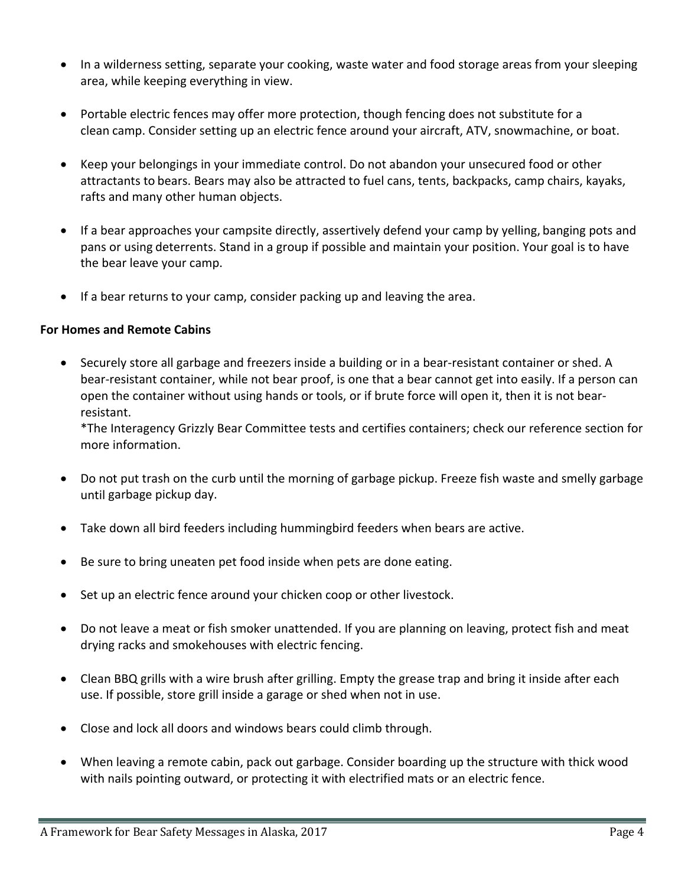- In a wilderness setting, separate your cooking, waste water and food storage areas from your sleeping area, while keeping everything in view.
- Portable electric fences may offer more protection, though fencing does not substitute for a clean camp. Consider setting up an electric fence around your aircraft, ATV, snowmachine, or boat.
- Keep your belongings in your immediate control. Do not abandon your unsecured food or other attractants to bears. Bears may also be attracted to fuel cans, tents, backpacks, camp chairs, kayaks, rafts and many other human objects.
- If a bear approaches your campsite directly, assertively defend your camp by yelling, banging pots and pans or using deterrents. Stand in a group if possible and maintain your position. Your goal is to have the bear leave your camp.
- If a bear returns to your camp, consider packing up and leaving the area.

**For Homes and Remote Cabins**

- Securely store all garbage and freezers inside a building or in a bear-resistant container or shed. A bear-resistant container, while not bear proof, is one that a bear cannot get into easily. If a person can open the container without using hands or tools, or if brute force will open it, then it is not bear-resistant.
  *The Interagency Grizzly Bear Committee tests and certifies containers; check our reference section for more information.
- Do not put trash on the curb until the morning of garbage pickup. Freeze fish waste and smelly garbage until garbage pickup day.
- Take down all bird feeders including hummingbird feeders when bears are active.
- Be sure to bring uneaten pet food inside when pets are done eating.
- Set up an electric fence around your chicken coop or other livestock.
- Do not leave a meat or fish smoker unattended. If you are planning on leaving, protect fish and meat drying racks and smokehouses with electric fencing.
- Clean BBQ grills with a wire brush after grilling. Empty the grease trap and bring it inside after each use. If possible, store grill inside a garage or shed when not in use.
- Close and lock all doors and windows bears could climb through.
- When leaving a remote cabin, pack out garbage. Consider boarding up the structure with thick wood with nails pointing outward, or protecting it with electrified mats or an electric fence.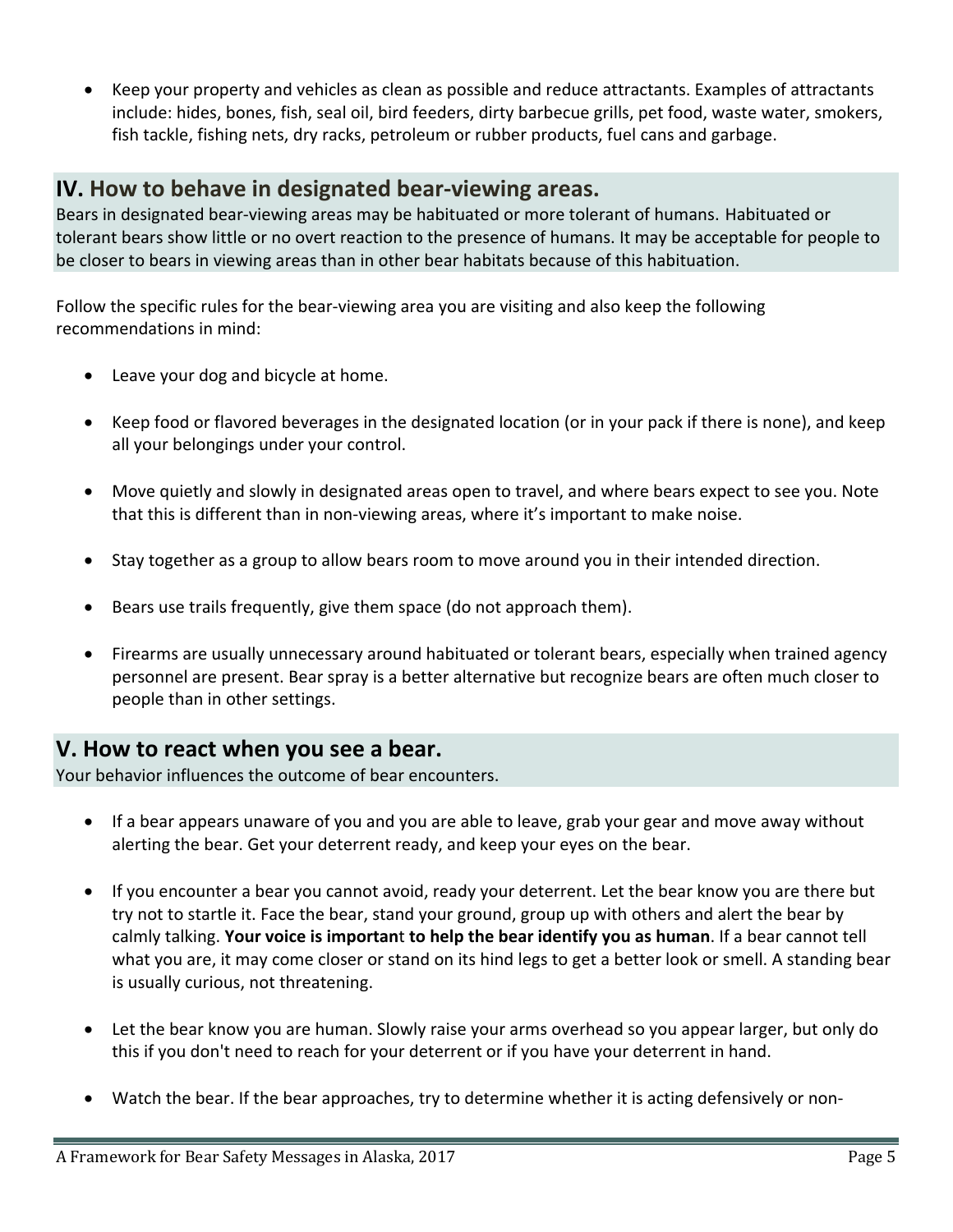- Keep your property and vehicles as clean as possible and reduce attractants. Examples of attractants include: hides, bones, fish, seal oil, bird feeders, dirty barbecue grills, pet food, waste water, smokers, fish tackle, fishing nets, dry racks, petroleum or rubber products, fuel cans and garbage.

## IV. How to behave in designated bear-viewing areas.

Bears in designated bear-viewing areas may be habituated or more tolerant of humans. Habituated or tolerant bears show little or no overt reaction to the presence of humans. It may be acceptable for people to be closer to bears in viewing areas than in other bear habitats because of this habituation.

Follow the specific rules for the bear-viewing area you are visiting and also keep the following recommendations in mind:

- Leave your dog and bicycle at home.
- Keep food or flavored beverages in the designated location (or in your pack if there is none), and keep all your belongings under your control.
- Move quietly and slowly in designated areas open to travel, and where bears expect to see you. Note that this is different than in non-viewing areas, where it's important to make noise.
- Stay together as a group to allow bears room to move around you in their intended direction.
- Bears use trails frequently, give them space (do not approach them).
- Firearms are usually unnecessary around habituated or tolerant bears, especially when trained agency personnel are present. Bear spray is a better alternative but recognize bears are often much closer to people than in other settings.

## V. How to react when you see a bear.

Your behavior influences the outcome of bear encounters.

- If a bear appears unaware of you and you are able to leave, grab your gear and move away without alerting the bear. Get your deterrent ready, and keep your eyes on the bear.
- If you encounter a bear you cannot avoid, ready your deterrent. Let the bear know you are there but try not to startle it. Face the bear, stand your ground, group up with others and alert the bear by calmly talking. **Your voice is important to help the bear identify you as human**. If a bear cannot tell what you are, it may come closer or stand on its hind legs to get a better look or smell. A standing bear is usually curious, not threatening.
- Let the bear know you are human. Slowly raise your arms overhead so you appear larger, but only do this if you don't need to reach for your deterrent or if you have your deterrent in hand.
- Watch the bear. If the bear approaches, try to determine whether it is acting defensively or non-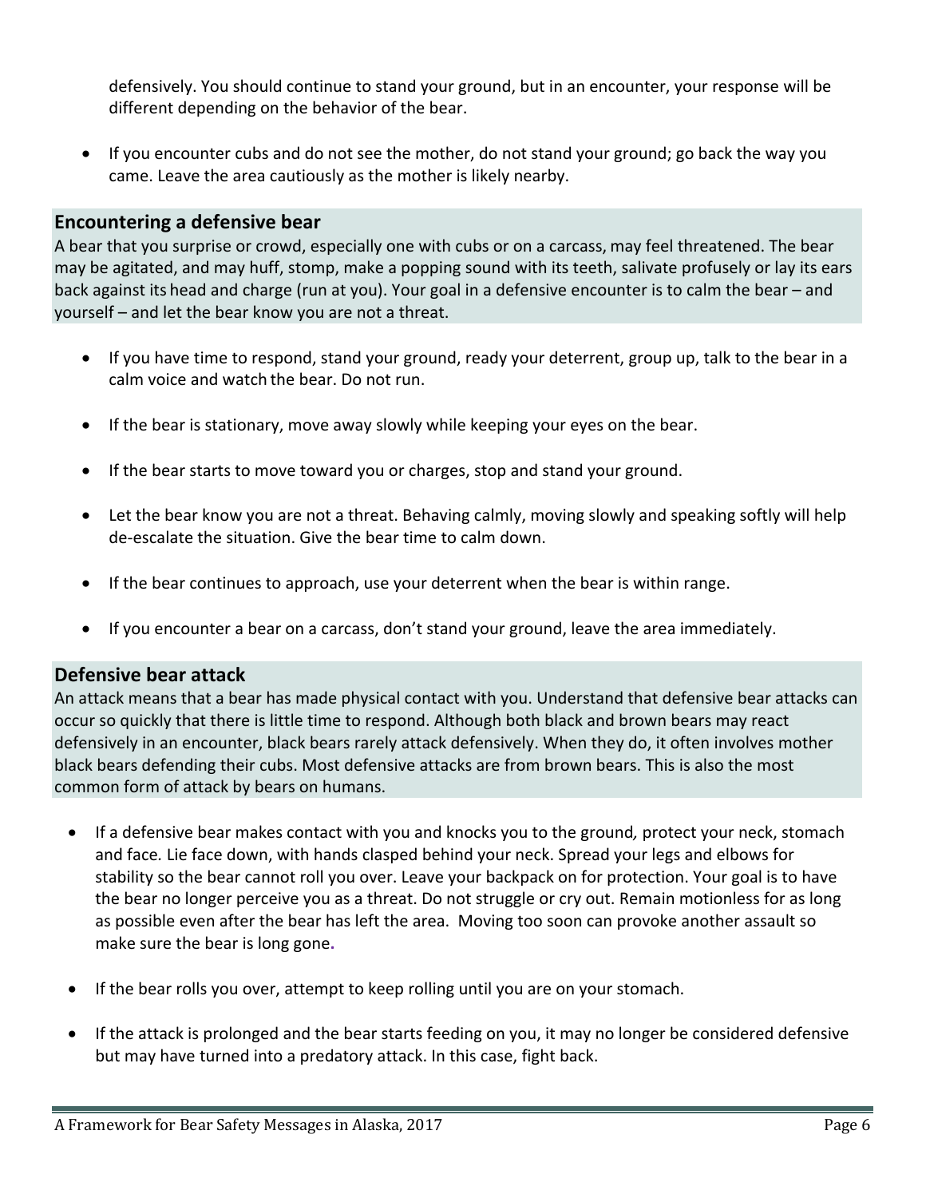defensively. You should continue to stand your ground, but in an encounter, your response will be different depending on the behavior of the bear.

- If you encounter cubs and do not see the mother, do not stand your ground; go back the way you came. Leave the area cautiously as the mother is likely nearby.

## Encountering a defensive bear

A bear that you surprise or crowd, especially one with cubs or on a carcass, may feel threatened. The bear may be agitated, and may huff, stomp, make a popping sound with its teeth, salivate profusely or lay its ears back against its head and charge (run at you). Your goal in a defensive encounter is to calm the bear – and yourself – and let the bear know you are not a threat.

- If you have time to respond, stand your ground, ready your deterrent, group up, talk to the bear in a calm voice and watch the bear. Do not run.
- If the bear is stationary, move away slowly while keeping your eyes on the bear.
- If the bear starts to move toward you or charges, stop and stand your ground.
- Let the bear know you are not a threat. Behaving calmly, moving slowly and speaking softly will help de-escalate the situation. Give the bear time to calm down.
- If the bear continues to approach, use your deterrent when the bear is within range.
- If you encounter a bear on a carcass, don't stand your ground, leave the area immediately.

## Defensive bear attack

An attack means that a bear has made physical contact with you. Understand that defensive bear attacks can occur so quickly that there is little time to respond. Although both black and brown bears may react defensively in an encounter, black bears rarely attack defensively. When they do, it often involves mother black bears defending their cubs. Most defensive attacks are from brown bears. This is also the most common form of attack by bears on humans.

- If a defensive bear makes contact with you and knocks you to the ground, protect your neck, stomach and face. Lie face down, with hands clasped behind your neck. Spread your legs and elbows for stability so the bear cannot roll you over. Leave your backpack on for protection. Your goal is to have the bear no longer perceive you as a threat. Do not struggle or cry out. Remain motionless for as long as possible even after the bear has left the area. Moving too soon can provoke another assault so make sure the bear is long gone.
- If the bear rolls you over, attempt to keep rolling until you are on your stomach.
- If the attack is prolonged and the bear starts feeding on you, it may no longer be considered defensive but may have turned into a predatory attack. In this case, fight back.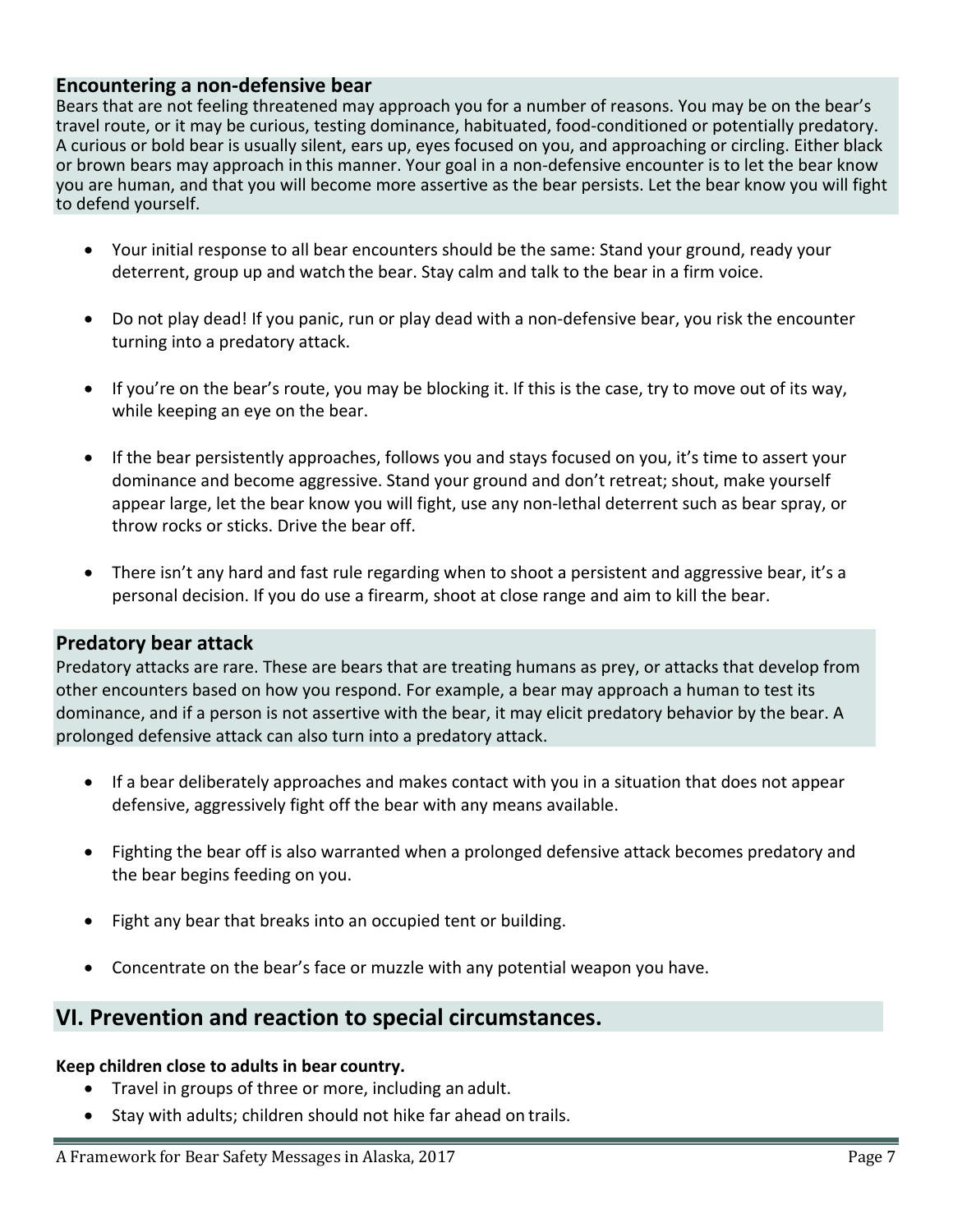### Encountering a non-defensive bear

Bears that are not feeling threatened may approach you for a number of reasons. You may be on the bear's travel route, or it may be curious, testing dominance, habituated, food-conditioned or potentially predatory. A curious or bold bear is usually silent, ears up, eyes focused on you, and approaching or circling. Either black or brown bears may approach in this manner. Your goal in a non-defensive encounter is to let the bear know you are human, and that you will become more assertive as the bear persists. Let the bear know you will fight to defend yourself.

- Your initial response to all bear encounters should be the same: Stand your ground, ready your deterrent, group up and watch the bear. Stay calm and talk to the bear in a firm voice.
- Do not play dead! If you panic, run or play dead with a non-defensive bear, you risk the encounter turning into a predatory attack.
- If you're on the bear's route, you may be blocking it. If this is the case, try to move out of its way, while keeping an eye on the bear.
- If the bear persistently approaches, follows you and stays focused on you, it's time to assert your dominance and become aggressive. Stand your ground and don't retreat; shout, make yourself appear large, let the bear know you will fight, use any non-lethal deterrent such as bear spray, or throw rocks or sticks. Drive the bear off.
- There isn't any hard and fast rule regarding when to shoot a persistent and aggressive bear, it's a personal decision. If you do use a firearm, shoot at close range and aim to kill the bear.

### Predatory bear attack

Predatory attacks are rare. These are bears that are treating humans as prey, or attacks that develop from other encounters based on how you respond. For example, a bear may approach a human to test its dominance, and if a person is not assertive with the bear, it may elicit predatory behavior by the bear. A prolonged defensive attack can also turn into a predatory attack.

- If a bear deliberately approaches and makes contact with you in a situation that does not appear defensive, aggressively fight off the bear with any means available.
- Fighting the bear off is also warranted when a prolonged defensive attack becomes predatory and the bear begins feeding on you.
- Fight any bear that breaks into an occupied tent or building.
- Concentrate on the bear's face or muzzle with any potential weapon you have.

## VI. Prevention and reaction to special circumstances.

**Keep children close to adults in bear country.**

- Travel in groups of three or more, including an adult.
- Stay with adults; children should not hike far ahead on trails.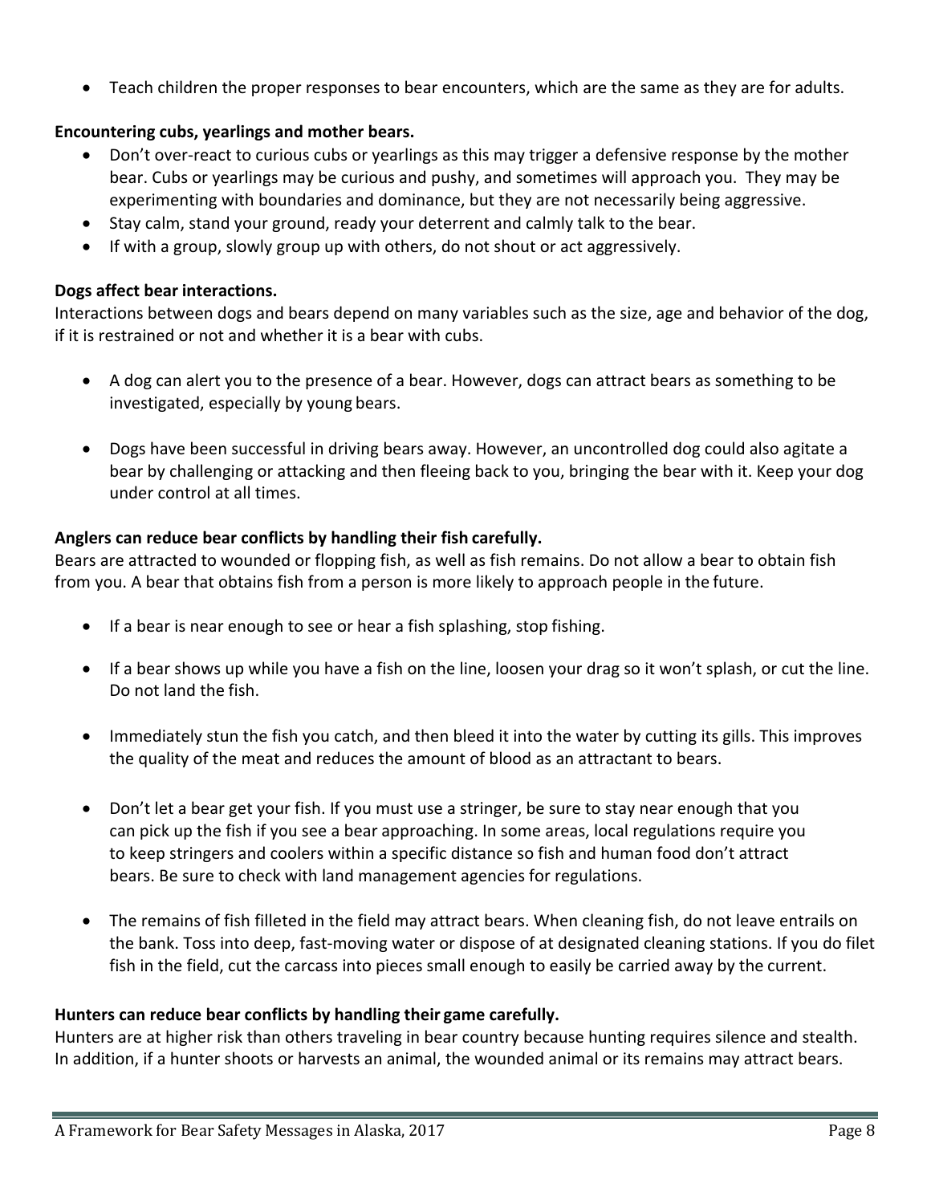- Teach children the proper responses to bear encounters, which are the same as they are for adults.

**Encountering cubs, yearlings and mother bears.**

- Don't over-react to curious cubs or yearlings as this may trigger a defensive response by the mother bear. Cubs or yearlings may be curious and pushy, and sometimes will approach you. They may be experimenting with boundaries and dominance, but they are not necessarily being aggressive.
- Stay calm, stand your ground, ready your deterrent and calmly talk to the bear.
- If with a group, slowly group up with others, do not shout or act aggressively.

**Dogs affect bear interactions.**

Interactions between dogs and bears depend on many variables such as the size, age and behavior of the dog, if it is restrained or not and whether it is a bear with cubs.

- A dog can alert you to the presence of a bear. However, dogs can attract bears as something to be investigated, especially by young bears.

- Dogs have been successful in driving bears away. However, an uncontrolled dog could also agitate a bear by challenging or attacking and then fleeing back to you, bringing the bear with it. Keep your dog under control at all times.

**Anglers can reduce bear conflicts by handling their fish carefully.**

Bears are attracted to wounded or flopping fish, as well as fish remains. Do not allow a bear to obtain fish from you. A bear that obtains fish from a person is more likely to approach people in the future.

- If a bear is near enough to see or hear a fish splashing, stop fishing.

- If a bear shows up while you have a fish on the line, loosen your drag so it won't splash, or cut the line. Do not land the fish.

- Immediately stun the fish you catch, and then bleed it into the water by cutting its gills. This improves the quality of the meat and reduces the amount of blood as an attractant to bears.

- Don't let a bear get your fish. If you must use a stringer, be sure to stay near enough that you can pick up the fish if you see a bear approaching. In some areas, local regulations require you to keep stringers and coolers within a specific distance so fish and human food don't attract bears. Be sure to check with land management agencies for regulations.

- The remains of fish filleted in the field may attract bears. When cleaning fish, do not leave entrails on the bank. Toss into deep, fast-moving water or dispose of at designated cleaning stations. If you do filet fish in the field, cut the carcass into pieces small enough to easily be carried away by the current.

**Hunters can reduce bear conflicts by handling their game carefully.**

Hunters are at higher risk than others traveling in bear country because hunting requires silence and stealth. In addition, if a hunter shoots or harvests an animal, the wounded animal or its remains may attract bears.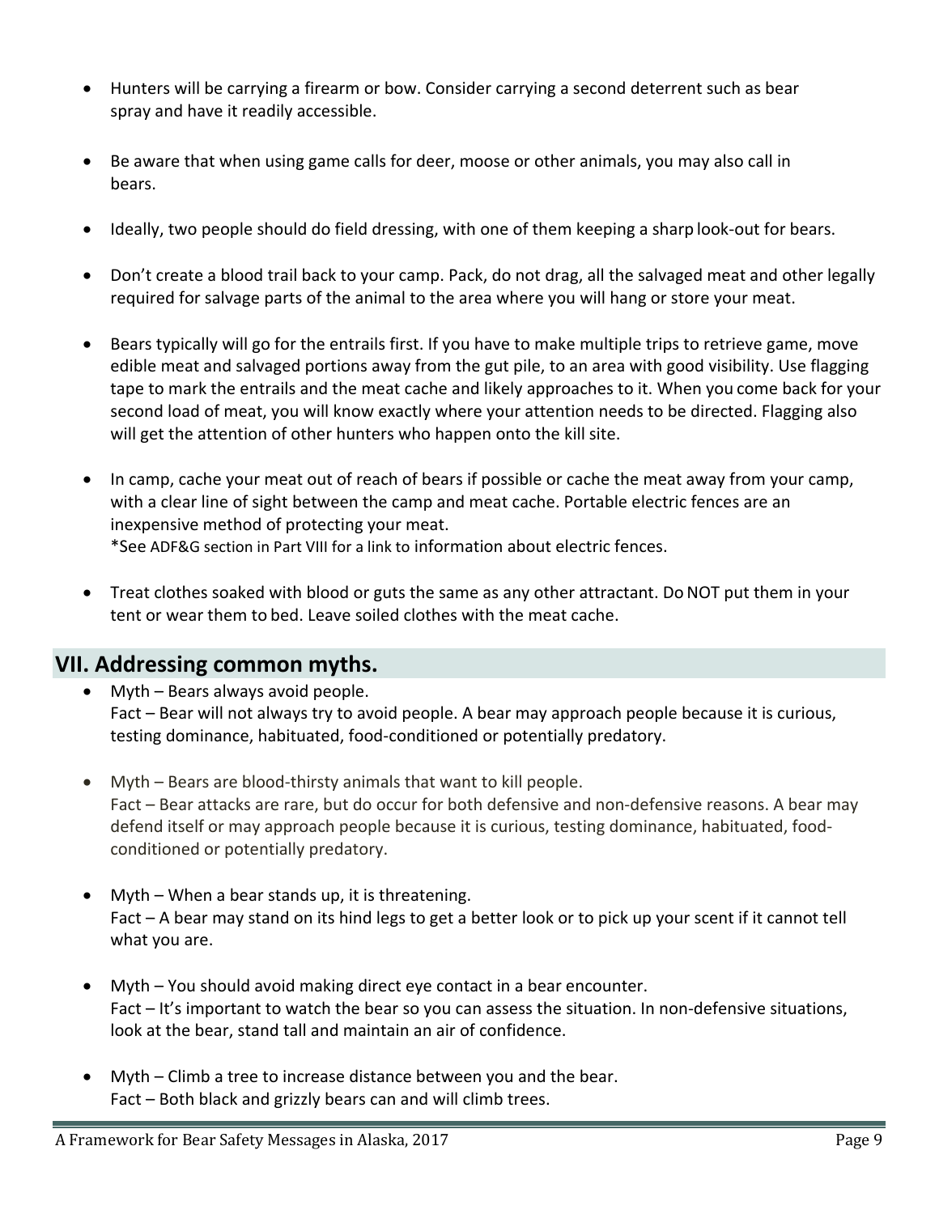- Hunters will be carrying a firearm or bow. Consider carrying a second deterrent such as bear spray and have it readily accessible.

- Be aware that when using game calls for deer, moose or other animals, you may also call in bears.

- Ideally, two people should do field dressing, with one of them keeping a sharp look-out for bears.

- Don't create a blood trail back to your camp. Pack, do not drag, all the salvaged meat and other legally required for salvage parts of the animal to the area where you will hang or store your meat.

- Bears typically will go for the entrails first. If you have to make multiple trips to retrieve game, move edible meat and salvaged portions away from the gut pile, to an area with good visibility. Use flagging tape to mark the entrails and the meat cache and likely approaches to it. When you come back for your second load of meat, you will know exactly where your attention needs to be directed. Flagging also will get the attention of other hunters who happen onto the kill site.

- In camp, cache your meat out of reach of bears if possible or cache the meat away from your camp, with a clear line of sight between the camp and meat cache. Portable electric fences are an inexpensive method of protecting your meat.
  *See ADF&G section in Part VIII for a link to information about electric fences.

- Treat clothes soaked with blood or guts the same as any other attractant. Do NOT put them in your tent or wear them to bed. Leave soiled clothes with the meat cache.

## VII. Addressing common myths.

- Myth – Bears always avoid people.
  Fact – Bear will not always try to avoid people. A bear may approach people because it is curious, testing dominance, habituated, food-conditioned or potentially predatory.

- Myth – Bears are blood-thirsty animals that want to kill people.
  Fact – Bear attacks are rare, but do occur for both defensive and non-defensive reasons. A bear may defend itself or may approach people because it is curious, testing dominance, habituated, food-conditioned or potentially predatory.

- Myth – When a bear stands up, it is threatening.
  Fact – A bear may stand on its hind legs to get a better look or to pick up your scent if it cannot tell what you are.

- Myth – You should avoid making direct eye contact in a bear encounter.
  Fact – It's important to watch the bear so you can assess the situation. In non-defensive situations, look at the bear, stand tall and maintain an air of confidence.

- Myth – Climb a tree to increase distance between you and the bear.
  Fact – Both black and grizzly bears can and will climb trees.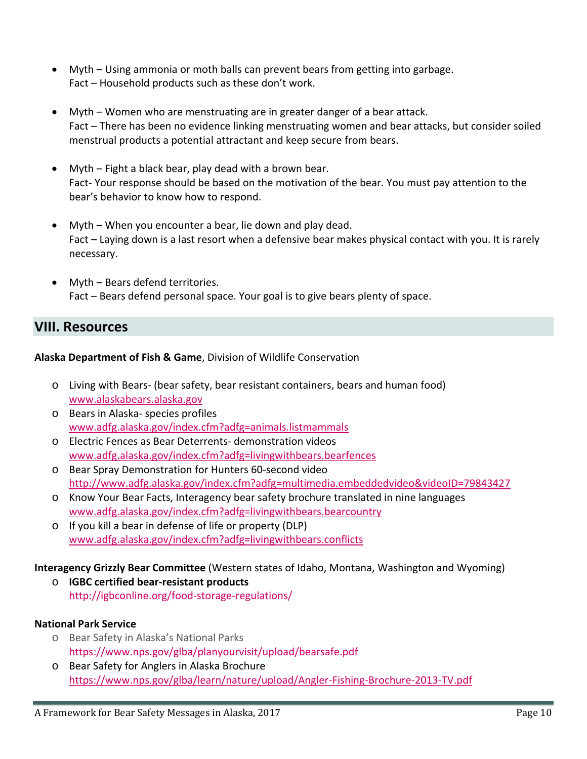- Myth – Using ammonia or moth balls can prevent bears from getting into garbage.
  Fact – Household products such as these don't work.

- Myth – Women who are menstruating are in greater danger of a bear attack.
  Fact – There has been no evidence linking menstruating women and bear attacks, but consider soiled menstrual products a potential attractant and keep secure from bears.

- Myth – Fight a black bear, play dead with a brown bear.
  Fact- Your response should be based on the motivation of the bear. You must pay attention to the bear's behavior to know how to respond.

- Myth – When you encounter a bear, lie down and play dead.
  Fact – Laying down is a last resort when a defensive bear makes physical contact with you. It is rarely necessary.

- Myth – Bears defend territories.
  Fact – Bears defend personal space. Your goal is to give bears plenty of space.

## VIII. Resources

**Alaska Department of Fish & Game**, Division of Wildlife Conservation

- Living with Bears- (bear safety, bear resistant containers, bears and human food)
  www.alaskabears.alaska.gov
- Bears in Alaska- species profiles
  www.adfg.alaska.gov/index.cfm?adfg=animals.listmammals
- Electric Fences as Bear Deterrents- demonstration videos
  www.adfg.alaska.gov/index.cfm?adfg=livingwithbears.bearfences
- Bear Spray Demonstration for Hunters 60-second video
  http://www.adfg.alaska.gov/index.cfm?adfg=multimedia.embeddedvideo&videoID=79843427
- Know Your Bear Facts, Interagency bear safety brochure translated in nine languages
  www.adfg.alaska.gov/index.cfm?adfg=livingwithbears.bearcountry
- If you kill a bear in defense of life or property (DLP)
  www.adfg.alaska.gov/index.cfm?adfg=livingwithbears.conflicts

**Interagency Grizzly Bear Committee** (Western states of Idaho, Montana, Washington and Wyoming)

- **IGBC certified bear-resistant products**
  http://igbconline.org/food-storage-regulations/

**National Park Service**

- Bear Safety in Alaska's National Parks
  https://www.nps.gov/glba/planyourvisit/upload/bearsafe.pdf
- Bear Safety for Anglers in Alaska Brochure
  https://www.nps.gov/glba/learn/nature/upload/Angler-Fishing-Brochure-2013-TV.pdf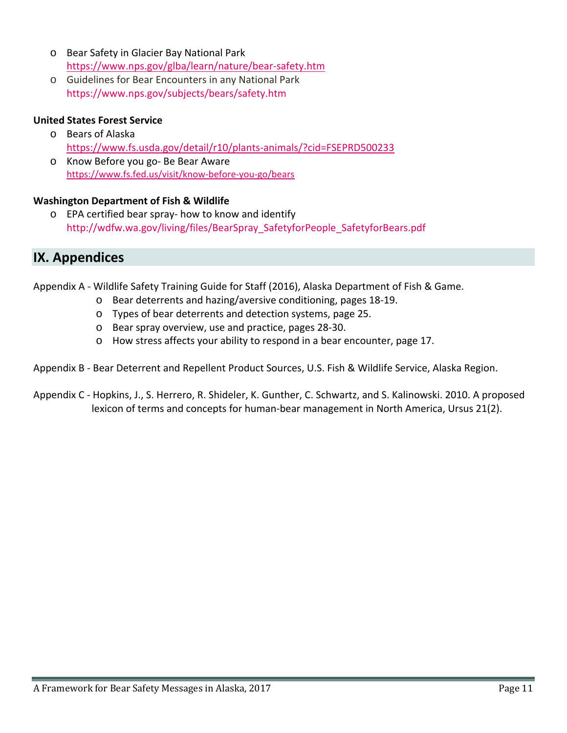- Bear Safety in Glacier Bay National Park
  https://www.nps.gov/glba/learn/nature/bear-safety.htm
- Guidelines for Bear Encounters in any National Park
  https://www.nps.gov/subjects/bears/safety.htm

**United States Forest Service**

- Bears of Alaska
  https://www.fs.usda.gov/detail/r10/plants-animals/?cid=FSEPRD500233
- Know Before you go- Be Bear Aware
  https://www.fs.fed.us/visit/know-before-you-go/bears

**Washington Department of Fish & Wildlife**

- EPA certified bear spray- how to know and identify
  http://wdfw.wa.gov/living/files/BearSpray_SafetyforPeople_SafetyforBears.pdf

## IX. Appendices

Appendix A - Wildlife Safety Training Guide for Staff (2016), Alaska Department of Fish & Game.

- Bear deterrents and hazing/aversive conditioning, pages 18-19.
- Types of bear deterrents and detection systems, page 25.
- Bear spray overview, use and practice, pages 28-30.
- How stress affects your ability to respond in a bear encounter, page 17.

Appendix B - Bear Deterrent and Repellent Product Sources, U.S. Fish & Wildlife Service, Alaska Region.

Appendix C - Hopkins, J., S. Herrero, R. Shideler, K. Gunther, C. Schwartz, and S. Kalinowski. 2010. A proposed lexicon of terms and concepts for human-bear management in North America, Ursus 21(2).